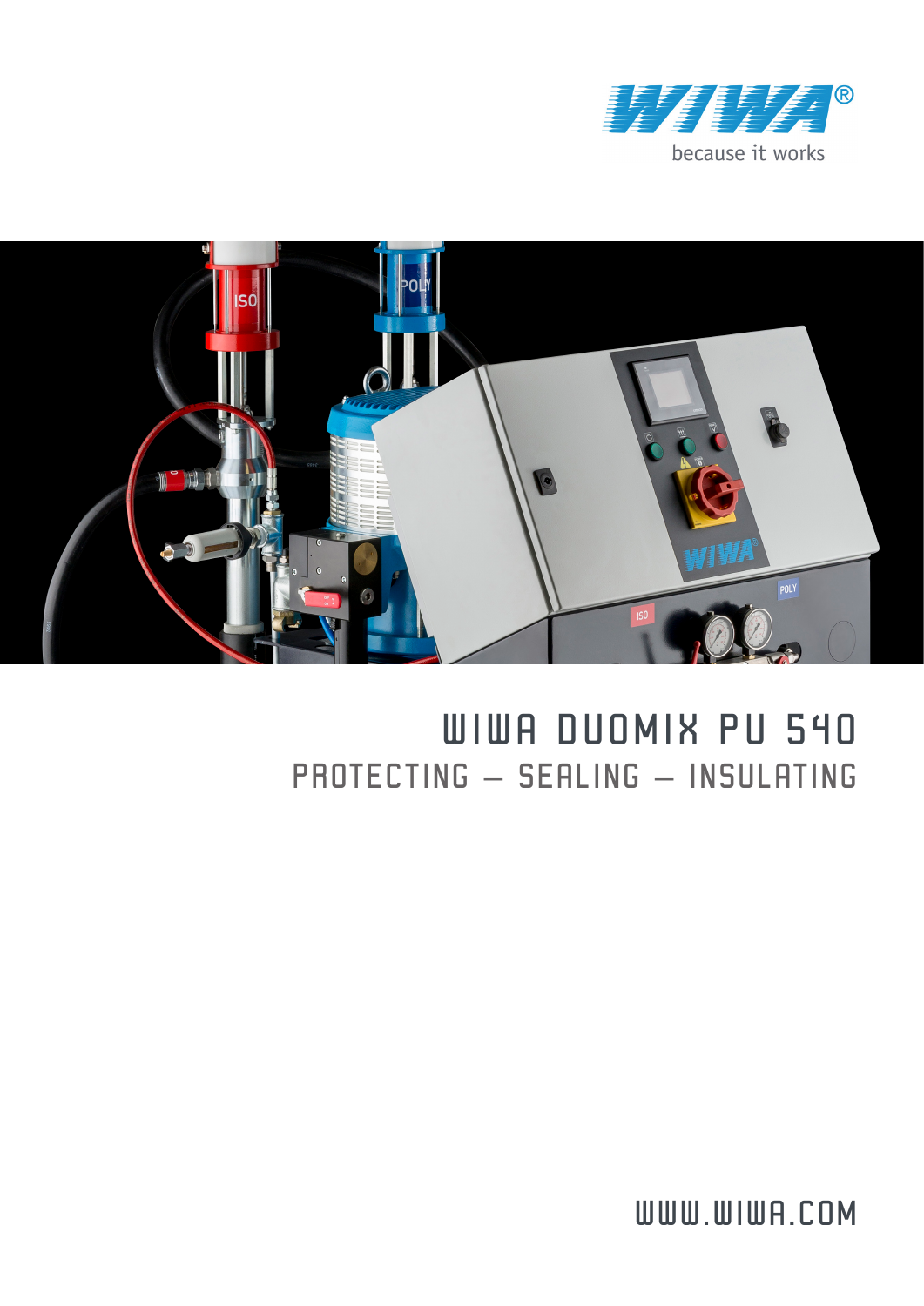WIWA®

because it works

# WIWA DUOMIX PU 540

## PROTECTING – SEALING – INSULATING

WWW.WIWA.COM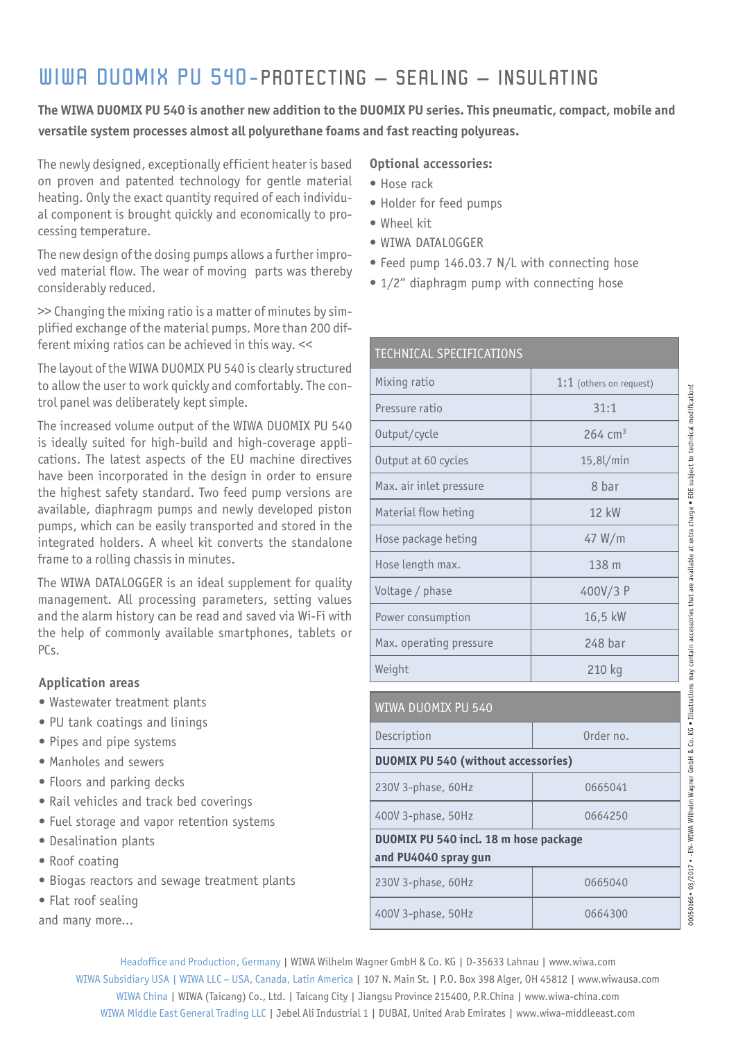# WIWA DUOMIX PU 540 – PROTECTING – SEALING – INSULATING

**The WIWA DUOMIX PU 540 is another new addition to the DUOMIX PU series. This pneumatic, compact, mobile and versatile system processes almost all polyurethane foams and fast reacting polyureas.**

The newly designed, exceptionally efficient heater is based on proven and patented technology for gentle material heating. Only the exact quantity required of each individual component is brought quickly and economically to processing temperature.

The new design of the dosing pumps allows a further improved material flow. The wear of moving parts was thereby considerably reduced.

>> Changing the mixing ratio is a matter of minutes by simplified exchange of the material pumps. More than 200 different mixing ratios can be achieved in this way. <<

The layout of the WIWA DUOMIX PU 540 is clearly structured to allow the user to work quickly and comfortably. The control panel was deliberately kept simple.

The increased volume output of the WIWA DUOMIX PU 540 is ideally suited for high-build and high-coverage applications. The latest aspects of the EU machine directives have been incorporated in the design in order to ensure the highest safety standard. Two feed pump versions are available, diaphragm pumps and newly developed piston pumps, which can be easily transported and stored in the integrated holders. A wheel kit converts the standalone frame to a rolling chassis in minutes.

The WIWA DATALOGGER is an ideal supplement for quality management. All processing parameters, setting values and the alarm history can be read and saved via Wi-Fi with the help of commonly available smartphones, tablets or PCs.

### Application areas

- Wastewater treatment plants
- PU tank coatings and linings
- Pipes and pipe systems
- Manholes and sewers
- Floors and parking decks
- Rail vehicles and track bed coverings
- Fuel storage and vapor retention systems
- Desalination plants
- Roof coating
- Biogas reactors and sewage treatment plants
- Flat roof sealing

and many more...

### Optional accessories:

- Hose rack
- Holder for feed pumps
- Wheel kit
- WIWA DATALOGGER
- Feed pump 146.03.7 N/L with connecting hose
- 1/2" diaphragm pump with connecting hose

| TECHNICAL SPECIFICATIONS | |
|---|---|
| Mixing ratio | 1:1 (others on request) |
| Pressure ratio | 31:1 |
| Output/cycle | 264 $cm^3$ |
| Output at 60 cycles | 15,8l/min |
| Max. air inlet pressure | 8 bar |
| Material flow heting | 12 kW |
| Hose package heting | 47 W/m |
| Hose length max. | 138 m |
| Voltage / phase | 400V/3 P |
| Power consumption | 16,5 kW |
| Max. operating pressure | 248 bar |
| Weight | 210 kg |

| WIWA DUOMIX PU 540 | |
|---|---|
| Description | Order no. |
| **DUOMIX PU 540 (without accessories)** | |
| 230V 3-phase, 60Hz | 0665041 |
| 400V 3-phase, 50Hz | 0664250 |
| **DUOMIX PU 540 incl. 18 m hose package and PU4040 spray gun** | |
| 230V 3-phase, 60Hz | 0665040 |
| 400V 3-phase, 50Hz | 0664300 |

00050166 • 03/2017 • -EN- WIWA Wilhelm Wagner GmbH & Co. KG • Illustrations may contain accessories that are available at extra charge • EOE subject to technical modification!

Headoffice and Production, Germany | WIWA Wilhelm Wagner GmbH & Co. KG | D-35633 Lahnau | www.wiwa.com
WIWA Subsidiary USA | WIWA LLC – USA, Canada, Latin America | 107 N. Main St. | P.O. Box 398 Alger, OH 45812 | www.wiwausa.com
WIWA China | WIWA (Taicang) Co., Ltd. | Taicang City | Jiangsu Province 215400, P.R.China | www.wiwa-china.com
WIWA Middle East General Trading LLC | Jebel Ali Industrial 1 | DUBAI, United Arab Emirates | www.wiwa-middleeast.com